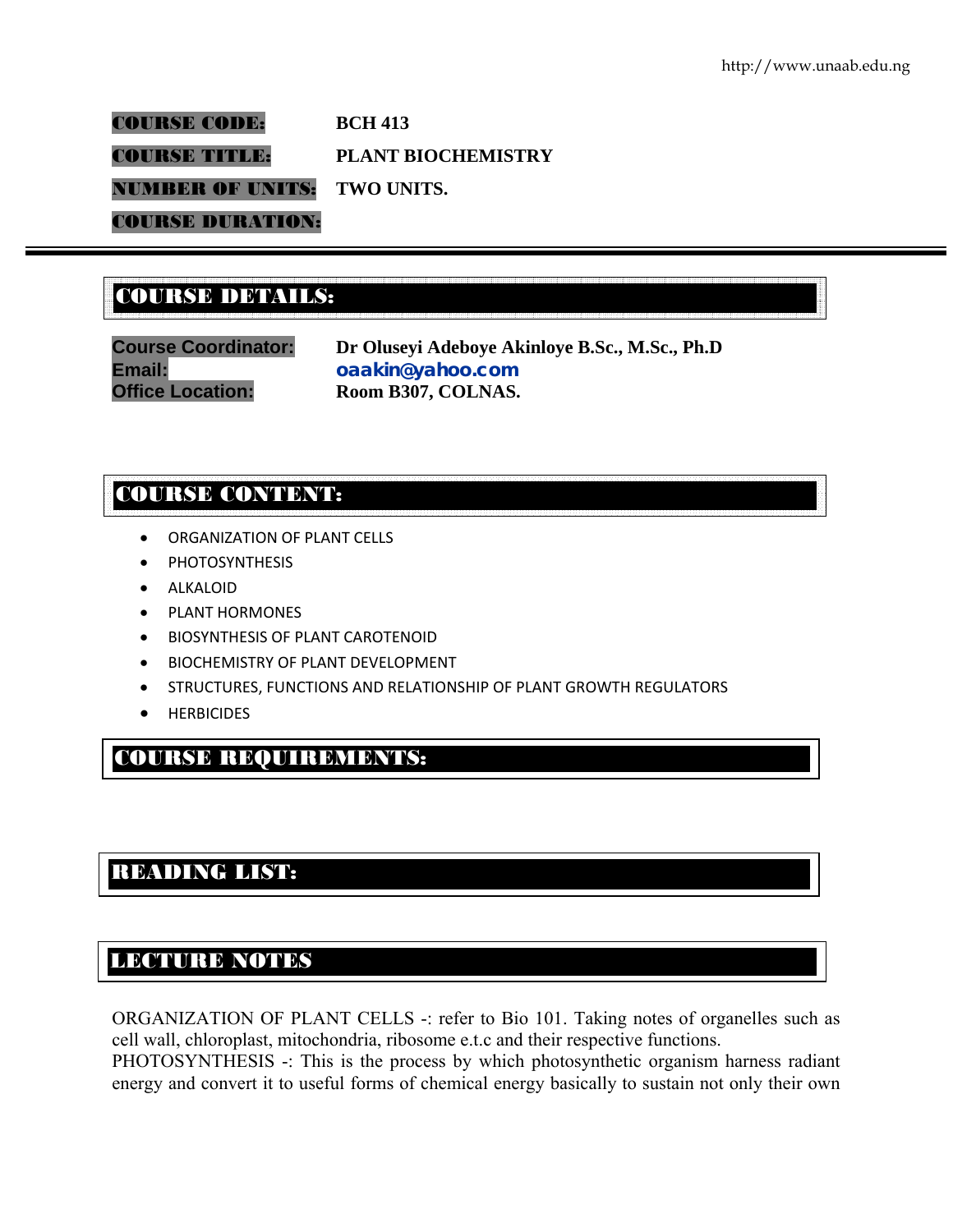**COURSE CODE:** BCH 413

**COURSE TITLE:** PLANT BIOCHEMISTRY

**NUMBER OF UNITS:** TWO UNITS.

**COURSE DURATION:**

## COURSE DETAILS:

**Course Coordinator:** Dr Oluseyi Adeboye Akinloye B.Sc., M.Sc., Ph.D
**Email:** oaakin@yahoo.com
**Office Location:** Room B307, COLNAS.

## COURSE CONTENT:

- ORGANIZATION OF PLANT CELLS
- PHOTOSYNTHESIS
- ALKALOID
- PLANT HORMONES
- BIOSYNTHESIS OF PLANT CAROTENOID
- BIOCHEMISTRY OF PLANT DEVELOPMENT
- STRUCTURES, FUNCTIONS AND RELATIONSHIP OF PLANT GROWTH REGULATORS
- HERBICIDES

## COURSE REQUIREMENTS:

## READING LIST:

## LECTURE NOTES

ORGANIZATION OF PLANT CELLS -: refer to Bio 101. Taking notes of organelles such as cell wall, chloroplast, mitochondria, ribosome e.t.c and their respective functions.
PHOTOSYNTHESIS -: This is the process by which photosynthetic organism harness radiant energy and convert it to useful forms of chemical energy basically to sustain not only their own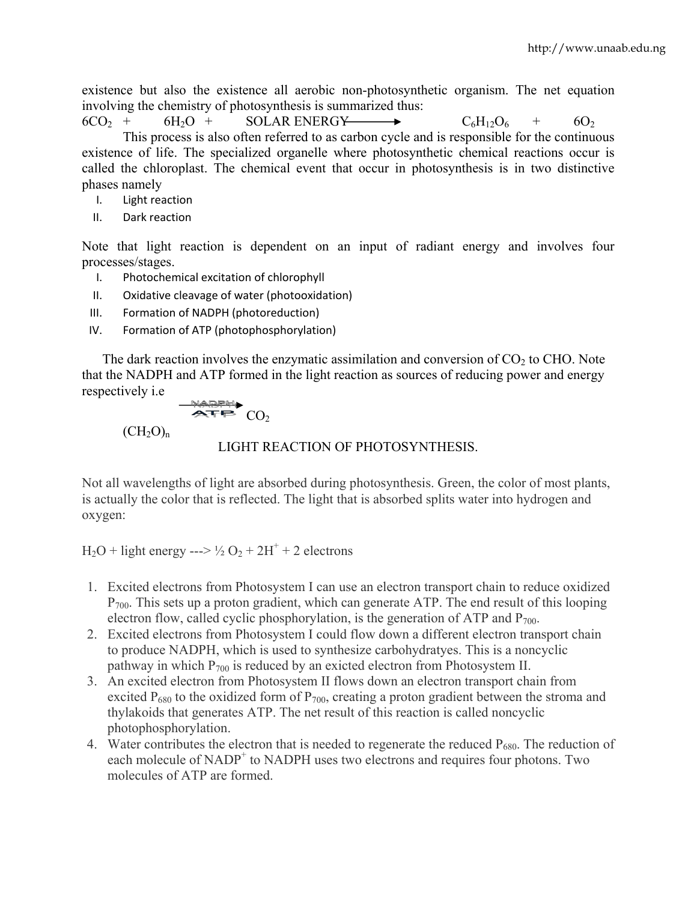existence but also the existence all aerobic non-photosynthetic organism. The net equation involving the chemistry of photosynthesis is summarized thus:

$$6CO_2 + 6H_2O + \text{SOLAR ENERGY} \longrightarrow C_6H_{12}O_6 + 6O_2$$

This process is also often referred to as carbon cycle and is responsible for the continuous existence of life. The specialized organelle where photosynthetic chemical reactions occur is called the chloroplast. The chemical event that occur in photosynthesis is in two distinctive phases namely

I. Light reaction
II. Dark reaction

Note that light reaction is dependent on an input of radiant energy and involves four processes/stages.

I. Photochemical excitation of chlorophyll
II. Oxidative cleavage of water (photooxidation)
III. Formation of NADPH (photoreduction)
IV. Formation of ATP (photophosphorylation)

The dark reaction involves the enzymatic assimilation and conversion of $CO_2$ to CHO. Note that the NADPH and ATP formed in the light reaction as sources of reducing power and energy respectively i.e

$$(CH_2O)_n \xrightarrow[\text{ATP}]{\text{NADPH}} CO_2$$

## LIGHT REACTION OF PHOTOSYNTHESIS.

Not all wavelengths of light are absorbed during photosynthesis. Green, the color of most plants, is actually the color that is reflected. The light that is absorbed splits water into hydrogen and oxygen:

$H_2O$ + light energy ---> ½ $O_2$ + $2H^+$ + 2 electrons

1. Excited electrons from Photosystem I can use an electron transport chain to reduce oxidized $P_{700}$. This sets up a proton gradient, which can generate ATP. The end result of this looping electron flow, called cyclic phosphorylation, is the generation of ATP and $P_{700}$.
2. Excited electrons from Photosystem I could flow down a different electron transport chain to produce NADPH, which is used to synthesize carbohydratyes. This is a noncyclic pathway in which $P_{700}$ is reduced by an exicted electron from Photosystem II.
3. An excited electron from Photosystem II flows down an electron transport chain from excited $P_{680}$ to the oxidized form of $P_{700}$, creating a proton gradient between the stroma and thylakoids that generates ATP. The net result of this reaction is called noncyclic photophosphorylation.
4. Water contributes the electron that is needed to regenerate the reduced $P_{680}$. The reduction of each molecule of $NADP^+$ to NADPH uses two electrons and requires four photons. Two molecules of ATP are formed.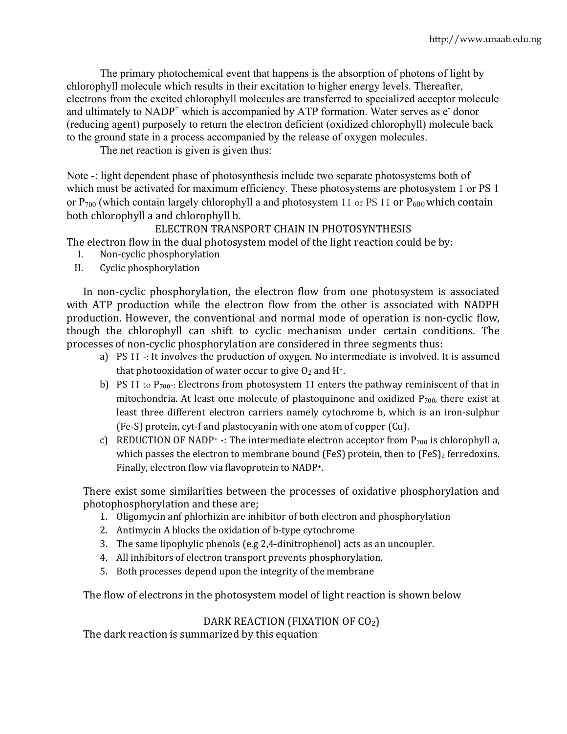The primary photochemical event that happens is the absorption of photons of light by chlorophyll molecule which results in their excitation to higher energy levels. Thereafter, electrons from the excited chlorophyll molecules are transferred to specialized acceptor molecule and ultimately to $NADP^+$ which is accompanied by ATP formation. Water serves as $e^-$ donor (reducing agent) purposely to return the electron deficient (oxidized chlorophyll) molecule back to the ground state in a process accompanied by the release of oxygen molecules.

The net reaction is given is given thus:

Note -: light dependent phase of photosynthesis include two separate photosystems both of which must be activated for maximum efficiency. These photosystems are photosystem I or PS 1 or $P_{700}$ (which contain largely chlorophyll a and photosystem II or PS II or $P_{680}$ which contain both chlorophyll a and chlorophyll b.

## ELECTRON TRANSPORT CHAIN IN PHOTOSYNTHESIS

The electron flow in the dual photosystem model of the light reaction could be by:

I. Non-cyclic phosphorylation
II. Cyclic phosphorylation

In non-cyclic phosphorylation, the electron flow from one photosystem is associated with ATP production while the electron flow from the other is associated with NADPH production. However, the conventional and normal mode of operation is non-cyclic flow, though the chlorophyll can shift to cyclic mechanism under certain conditions. The processes of non-cyclic phosphorylation are considered in three segments thus:

a) PS II -: It involves the production of oxygen. No intermediate is involved. It is assumed that photooxidation of water occur to give $O_2$ and $H^+$.
b) PS II to $P_{700}$-: Electrons from photosystem II enters the pathway reminiscent of that in mitochondria. At least one molecule of plastoquinone and oxidized $P_{700}$, there exist at least three different electron carriers namely cytochrome b, which is an iron-sulphur (Fe-S) protein, cyt-f and plastocyanin with one atom of copper (Cu).
c) REDUCTION OF $NADP^+$ -: The intermediate electron acceptor from $P_{700}$ is chlorophyll a, which passes the electron to membrane bound (FeS) protein, then to $(FeS)_2$ ferredoxins. Finally, electron flow via flavoprotein to $NADP^+$.

There exist some similarities between the processes of oxidative phosphorylation and photophosphorylation and these are;

1. Oligomycin anf phlorhizin are inhibitor of both electron and phosphorylation
2. Antimycin A blocks the oxidation of b-type cytochrome
3. The same lipophylic phenols (e.g 2,4-dinitrophenol) acts as an uncoupler.
4. All inhibitors of electron transport prevents phosphorylation.
5. Both processes depend upon the integrity of the membrane

The flow of electrons in the photosystem model of light reaction is shown below

## DARK REACTION (FIXATION OF $CO_2$)

The dark reaction is summarized by this equation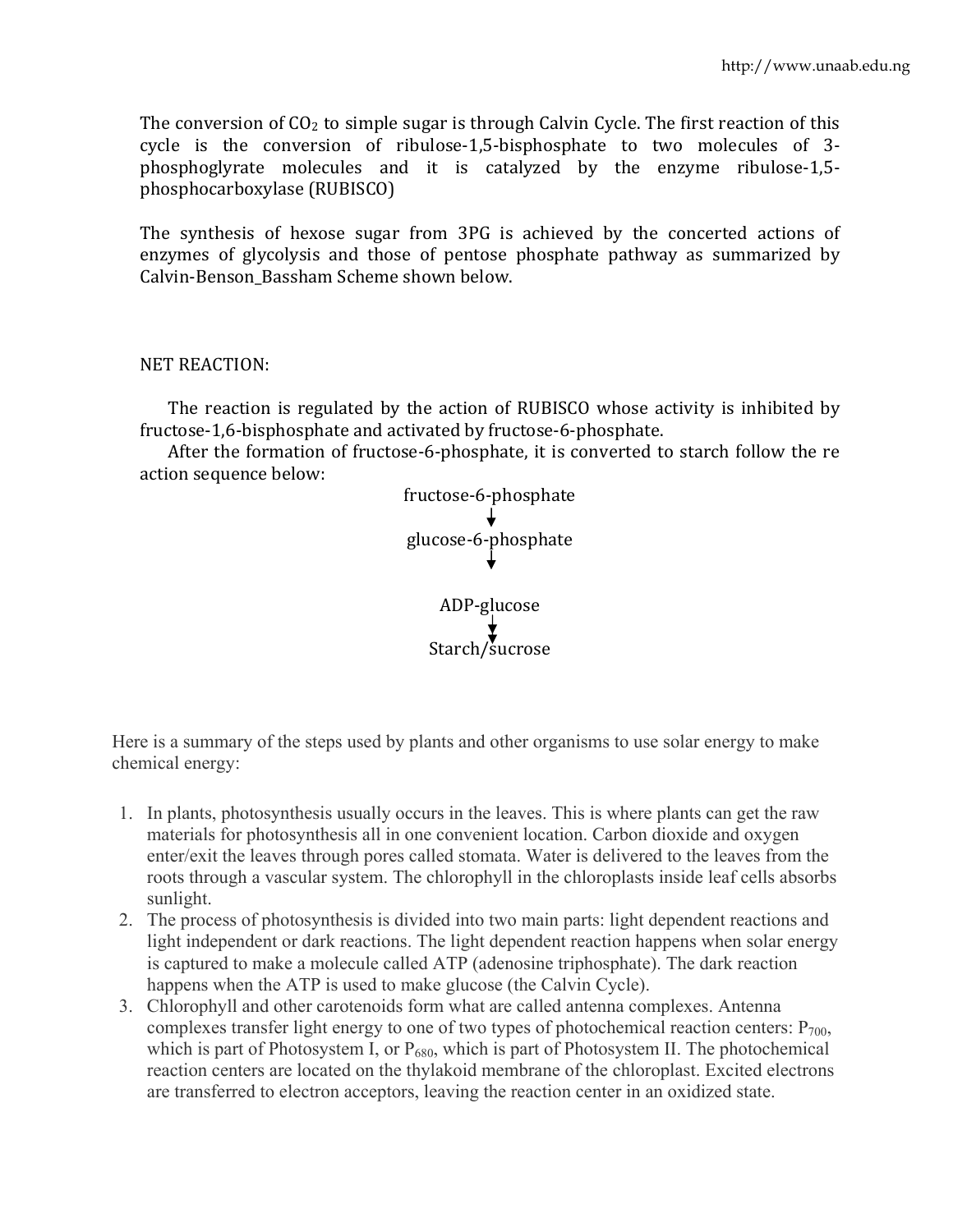The conversion of $CO_2$ to simple sugar is through Calvin Cycle. The first reaction of this cycle is the conversion of ribulose-1,5-bisphosphate to two molecules of 3-phosphoglyrate molecules and it is catalyzed by the enzyme ribulose-1,5-phosphocarboxylase (RUBISCO)

The synthesis of hexose sugar from 3PG is achieved by the concerted actions of enzymes of glycolysis and those of pentose phosphate pathway as summarized by Calvin-Benson_Bassham Scheme shown below.

NET REACTION:

The reaction is regulated by the action of RUBISCO whose activity is inhibited by fructose-1,6-bisphosphate and activated by fructose-6-phosphate.

After the formation of fructose-6-phosphate, it is converted to starch follow the re action sequence below:

fructose-6-phosphate
↓
glucose-6-phosphate
↓
ADP-glucose
↓
Starch/sucrose

Here is a summary of the steps used by plants and other organisms to use solar energy to make chemical energy:

1. In plants, photosynthesis usually occurs in the leaves. This is where plants can get the raw materials for photosynthesis all in one convenient location. Carbon dioxide and oxygen enter/exit the leaves through pores called stomata. Water is delivered to the leaves from the roots through a vascular system. The chlorophyll in the chloroplasts inside leaf cells absorbs sunlight.
2. The process of photosynthesis is divided into two main parts: light dependent reactions and light independent or dark reactions. The light dependent reaction happens when solar energy is captured to make a molecule called ATP (adenosine triphosphate). The dark reaction happens when the ATP is used to make glucose (the Calvin Cycle).
3. Chlorophyll and other carotenoids form what are called antenna complexes. Antenna complexes transfer light energy to one of two types of photochemical reaction centers: $P_{700}$, which is part of Photosystem I, or $P_{680}$, which is part of Photosystem II. The photochemical reaction centers are located on the thylakoid membrane of the chloroplast. Excited electrons are transferred to electron acceptors, leaving the reaction center in an oxidized state.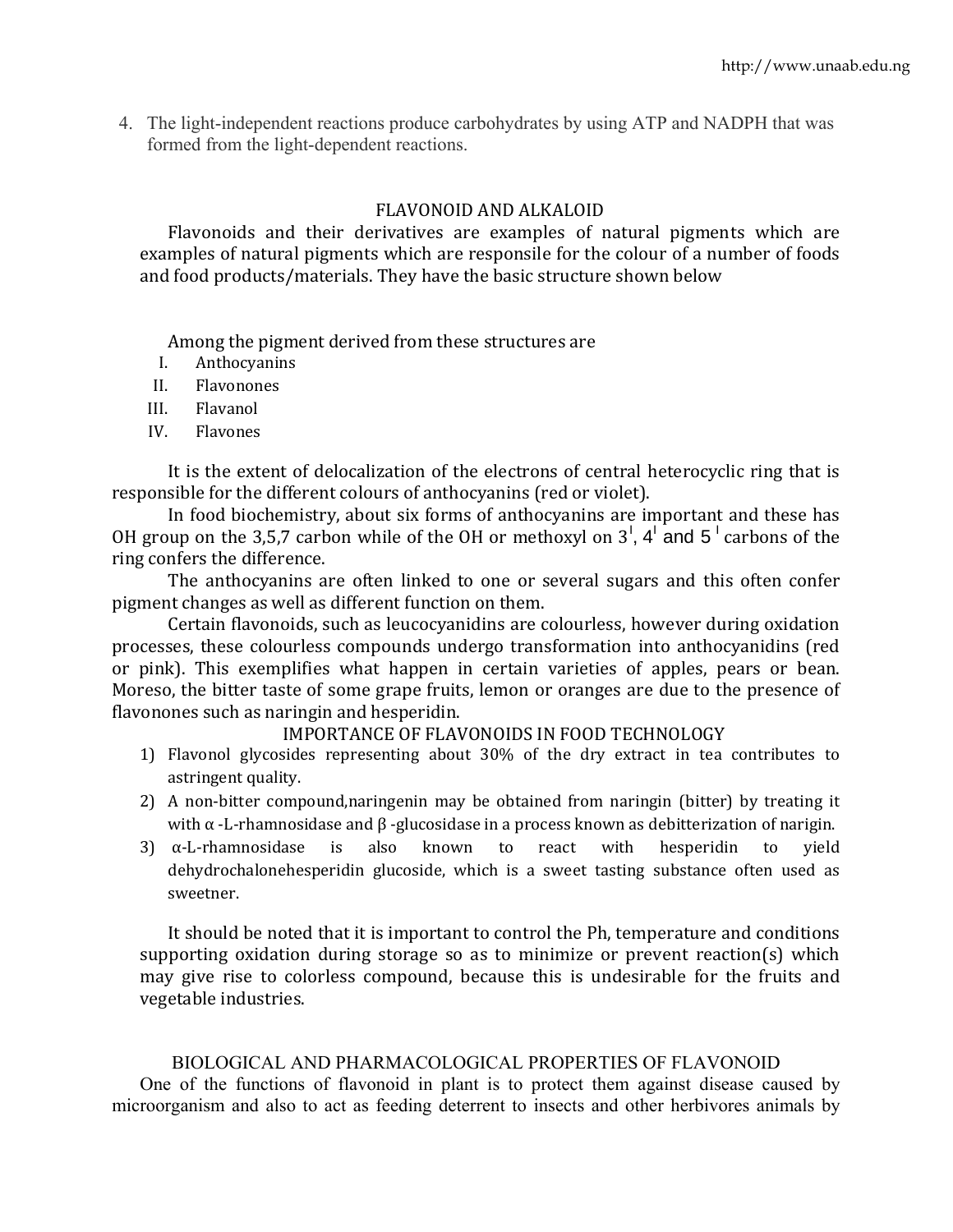4. The light-independent reactions produce carbohydrates by using ATP and NADPH that was formed from the light-dependent reactions.

## FLAVONOID AND ALKALOID

Flavonoids and their derivatives are examples of natural pigments which are examples of natural pigments which are responsile for the colour of a number of foods and food products/materials. They have the basic structure shown below

Among the pigment derived from these structures are

I. Anthocyanins
II. Flavonones
III. Flavanol
IV. Flavones

It is the extent of delocalization of the electrons of central heterocyclic ring that is responsible for the different colours of anthocyanins (red or violet).

In food biochemistry, about six forms of anthocyanins are important and these has OH group on the 3,5,7 carbon while of the OH or methoxyl on $3^{I}$, $4^{I}$ and $5^{I}$ carbons of the ring confers the difference.

The anthocyanins are often linked to one or several sugars and this often confer pigment changes as well as different function on them.

Certain flavonoids, such as leucocyanidins are colourless, however during oxidation processes, these colourless compounds undergo transformation into anthocyanidins (red or pink). This exemplifies what happen in certain varieties of apples, pears or bean. Moreso, the bitter taste of some grape fruits, lemon or oranges are due to the presence of flavonones such as naringin and hesperidin.

### IMPORTANCE OF FLAVONOIDS IN FOOD TECHNOLOGY

1) Flavonol glycosides representing about 30% of the dry extract in tea contributes to astringent quality.
2) A non-bitter compound,naringenin may be obtained from naringin (bitter) by treating it with α -L-rhamnosidase and β -glucosidase in a process known as debitterization of narigin.
3) α-L-rhamnosidase is also known to react with hesperidin to yield dehydrochalonehesperidin glucoside, which is a sweet tasting substance often used as sweetner.

It should be noted that it is important to control the Ph, temperature and conditions supporting oxidation during storage so as to minimize or prevent reaction(s) which may give rise to colorless compound, because this is undesirable for the fruits and vegetable industries.

## BIOLOGICAL AND PHARMACOLOGICAL PROPERTIES OF FLAVONOID

One of the functions of flavonoid in plant is to protect them against disease caused by microorganism and also to act as feeding deterrent to insects and other herbivores animals by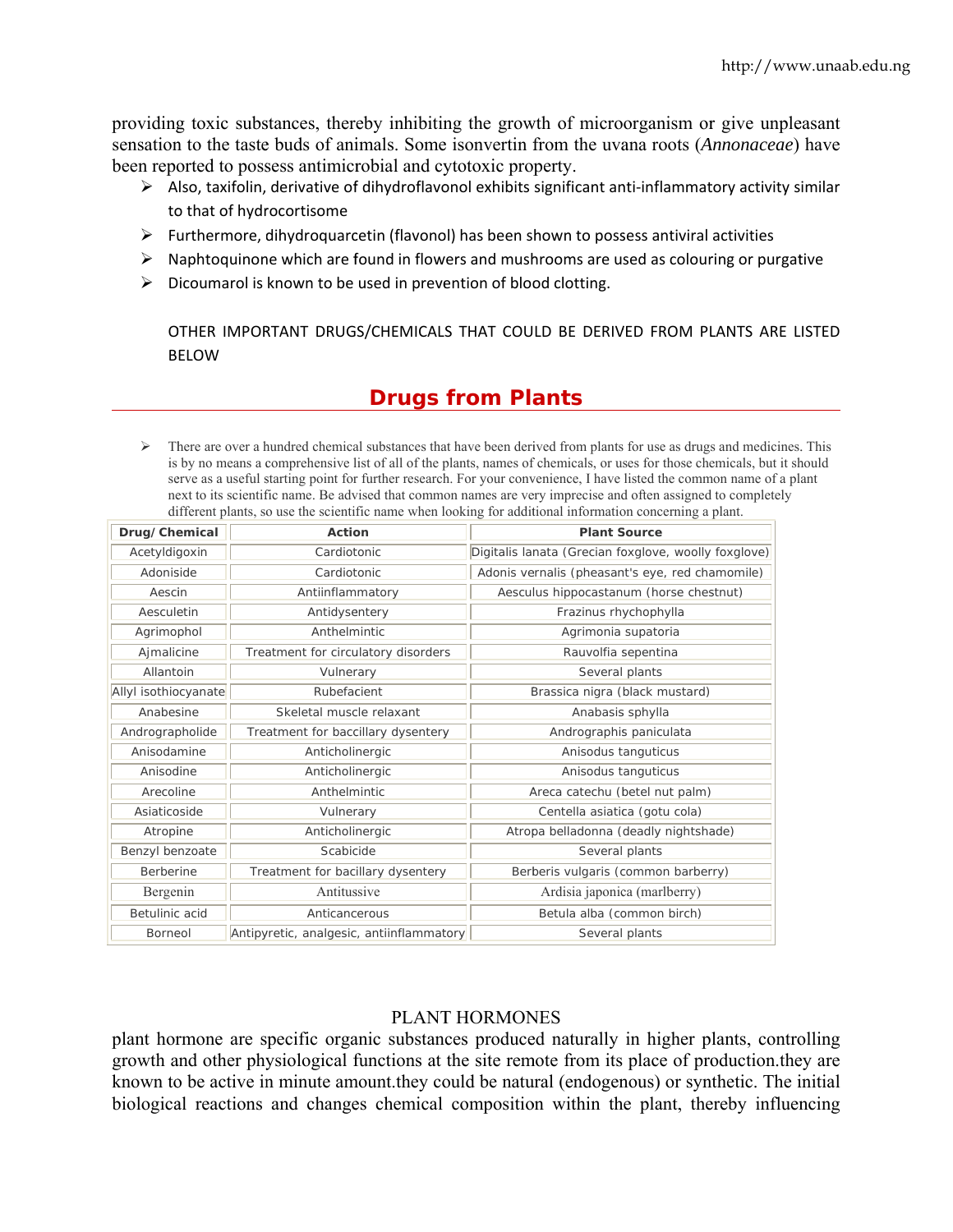providing toxic substances, thereby inhibiting the growth of microorganism or give unpleasant sensation to the taste buds of animals. Some isonvertin from the uvana roots (*Annonaceae*) have been reported to possess antimicrobial and cytotoxic property.

- Also, taxifolin, derivative of dihydroflavonol exhibits significant anti-inflammatory activity similar to that of hydrocortisome
- Furthermore, dihydroquarcetin (flavonol) has been shown to possess antiviral activities
- Naphtoquinone which are found in flowers and mushrooms are used as colouring or purgative
- Dicoumarol is known to be used in prevention of blood clotting.

OTHER IMPORTANT DRUGS/CHEMICALS THAT COULD BE DERIVED FROM PLANTS ARE LISTED BELOW

## Drugs from Plants

- There are over a hundred chemical substances that have been derived from plants for use as drugs and medicines. This is by no means a comprehensive list of all of the plants, names of chemicals, or uses for those chemicals, but it should serve as a useful starting point for further research. For your convenience, I have listed the common name of a plant next to its scientific name. Be advised that common names are very imprecise and often assigned to completely different plants, so use the scientific name when looking for additional information concerning a plant.

| Drug/ Chemical | Action | Plant Source |
|---|---|---|
| Acetyldigoxin | Cardiotonic | Digitalis lanata (Grecian foxglove, woolly foxglove) |
| Adoniside | Cardiotonic | Adonis vernalis (pheasant's eye, red chamomile) |
| Aescin | Antiinflammatory | Aesculus hippocastanum (horse chestnut) |
| Aesculetin | Antidysentery | Frazinus rhychophylla |
| Agrimophol | Anthelmintic | Agrimonia supatoria |
| Ajmalicine | Treatment for circulatory disorders | Rauvolfia sepentina |
| Allantoin | Vulnerary | Several plants |
| Allyl isothiocyanate | Rubefacient | Brassica nigra (black mustard) |
| Anabesine | Skeletal muscle relaxant | Anabasis sphylla |
| Andrographolide | Treatment for baccillary dysentery | Andrographis paniculata |
| Anisodamine | Anticholinergic | Anisodus tanguticus |
| Anisodine | Anticholinergic | Anisodus tanguticus |
| Arecoline | Anthelmintic | Areca catechu (betel nut palm) |
| Asiaticoside | Vulnerary | Centella asiatica (gotu cola) |
| Atropine | Anticholinergic | Atropa belladonna (deadly nightshade) |
| Benzyl benzoate | Scabicide | Several plants |
| Berberine | Treatment for bacillary dysentery | Berberis vulgaris (common barberry) |
| Bergenin | Antitussive | Ardisia japonica (marlberry) |
| Betulinic acid | Anticancerous | Betula alba (common birch) |
| Borneol | Antipyretic, analgesic, antiinflammatory | Several plants |

## PLANT HORMONES

plant hormone are specific organic substances produced naturally in higher plants, controlling growth and other physiological functions at the site remote from its place of production.they are known to be active in minute amount.they could be natural (endogenous) or synthetic. The initial biological reactions and changes chemical composition within the plant, thereby influencing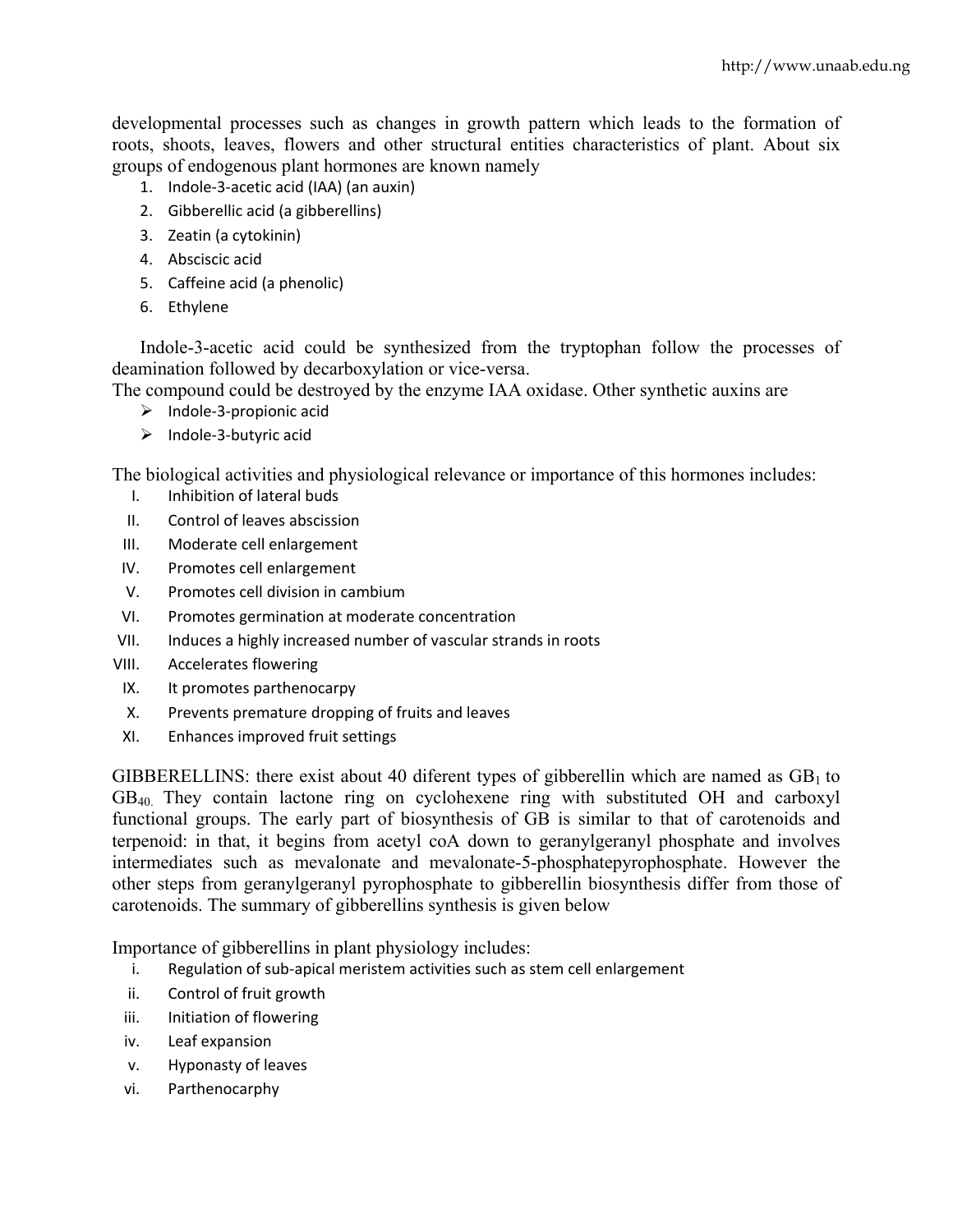developmental processes such as changes in growth pattern which leads to the formation of roots, shoots, leaves, flowers and other structural entities characteristics of plant. About six groups of endogenous plant hormones are known namely

1. Indole-3-acetic acid (IAA) (an auxin)
2. Gibberellic acid (a gibberellins)
3. Zeatin (a cytokinin)
4. Absciscic acid
5. Caffeine acid (a phenolic)
6. Ethylene

Indole-3-acetic acid could be synthesized from the tryptophan follow the processes of deamination followed by decarboxylation or vice-versa.
The compound could be destroyed by the enzyme IAA oxidase. Other synthetic auxins are

- Indole-3-propionic acid
- Indole-3-butyric acid

The biological activities and physiological relevance or importance of this hormones includes:

I. Inhibition of lateral buds
II. Control of leaves abscission
III. Moderate cell enlargement
IV. Promotes cell enlargement
V. Promotes cell division in cambium
VI. Promotes germination at moderate concentration
VII. Induces a highly increased number of vascular strands in roots
VIII. Accelerates flowering
IX. It promotes parthenocarpy
X. Prevents premature dropping of fruits and leaves
XI. Enhances improved fruit settings

GIBBERELLINS: there exist about 40 diferent types of gibberellin which are named as $GB_1$ to $GB_{40}$. They contain lactone ring on cyclohexene ring with substituted OH and carboxyl functional groups. The early part of biosynthesis of GB is similar to that of carotenoids and terpenoid: in that, it begins from acetyl coA down to geranylgeranyl phosphate and involves intermediates such as mevalonate and mevalonate-5-phosphatepyrophosphate. However the other steps from geranylgeranyl pyrophosphate to gibberellin biosynthesis differ from those of carotenoids. The summary of gibberellins synthesis is given below

Importance of gibberellins in plant physiology includes:

i. Regulation of sub-apical meristem activities such as stem cell enlargement
ii. Control of fruit growth
iii. Initiation of flowering
iv. Leaf expansion
v. Hyponasty of leaves
vi. Parthenocarphy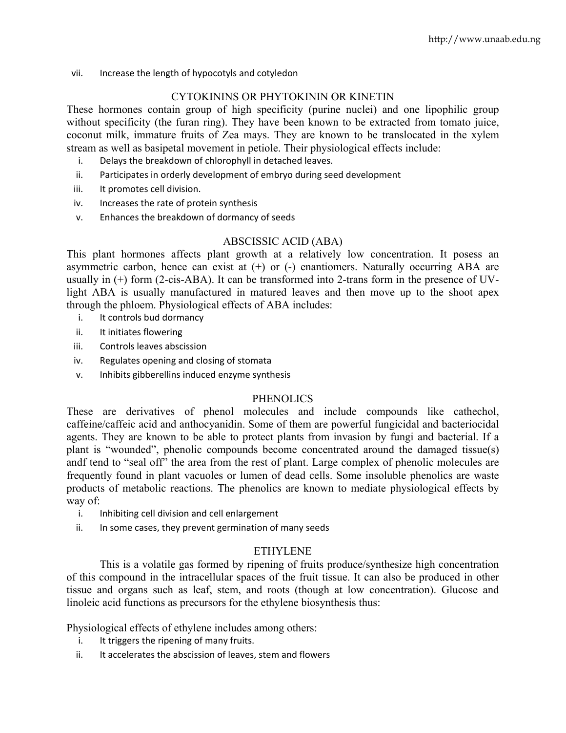vii. Increase the length of hypocotyls and cotyledon

## CYTOKININS OR PHYTOKININ OR KINETIN

These hormones contain group of high specificity (purine nuclei) and one lipophilic group without specificity (the furan ring). They have been known to be extracted from tomato juice, coconut milk, immature fruits of Zea mays. They are known to be translocated in the xylem stream as well as basipetal movement in petiole. Their physiological effects include:

i. Delays the breakdown of chlorophyll in detached leaves.
ii. Participates in orderly development of embryo during seed development
iii. It promotes cell division.
iv. Increases the rate of protein synthesis
v. Enhances the breakdown of dormancy of seeds

## ABSCISSIC ACID (ABA)

This plant hormones affects plant growth at a relatively low concentration. It posess an asymmetric carbon, hence can exist at (+) or (-) enantiomers. Naturally occurring ABA are usually in (+) form (2-cis-ABA). It can be transformed into 2-trans form in the presence of UV-light ABA is usually manufactured in matured leaves and then move up to the shoot apex through the phloem. Physiological effects of ABA includes:

i. It controls bud dormancy
ii. It initiates flowering
iii. Controls leaves abscission
iv. Regulates opening and closing of stomata
v. Inhibits gibberellins induced enzyme synthesis

## PHENOLICS

These are derivatives of phenol molecules and include compounds like cathechol, caffeine/caffeic acid and anthocyanidin. Some of them are powerful fungicidal and bacteriocidal agents. They are known to be able to protect plants from invasion by fungi and bacterial. If a plant is "wounded", phenolic compounds become concentrated around the damaged tissue(s) andf tend to "seal off" the area from the rest of plant. Large complex of phenolic molecules are frequently found in plant vacuoles or lumen of dead cells. Some insoluble phenolics are waste products of metabolic reactions. The phenolics are known to mediate physiological effects by way of:

i. Inhibiting cell division and cell enlargement
ii. In some cases, they prevent germination of many seeds

## ETHYLENE

This is a volatile gas formed by ripening of fruits produce/synthesize high concentration of this compound in the intracellular spaces of the fruit tissue. It can also be produced in other tissue and organs such as leaf, stem, and roots (though at low concentration). Glucose and linoleic acid functions as precursors for the ethylene biosynthesis thus:

Physiological effects of ethylene includes among others:

i. It triggers the ripening of many fruits.
ii. It accelerates the abscission of leaves, stem and flowers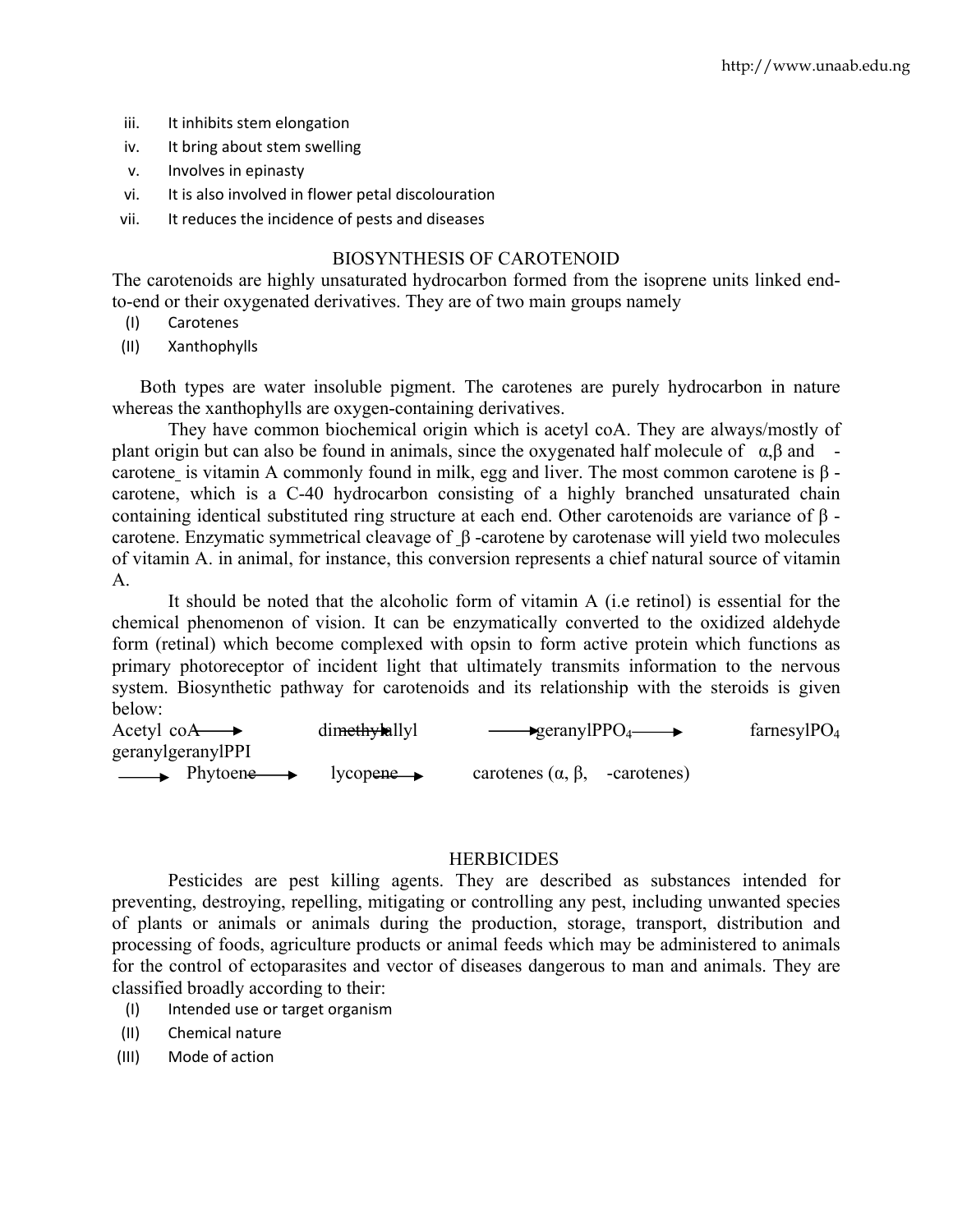iii. It inhibits stem elongation
iv. It bring about stem swelling
v. Involves in epinasty
vi. It is also involved in flower petal discolouration
vii. It reduces the incidence of pests and diseases

## BIOSYNTHESIS OF CAROTENOID

The carotenoids are highly unsaturated hydrocarbon formed from the isoprene units linked end-to-end or their oxygenated derivatives. They are of two main groups namely

(I) Carotenes
(II) Xanthophylls

Both types are water insoluble pigment. The carotenes are purely hydrocarbon in nature whereas the xanthophylls are oxygen-containing derivatives.

They have common biochemical origin which is acetyl coA. They are always/mostly of plant origin but can also be found in animals, since the oxygenated half molecule of α,β and -carotene is vitamin A commonly found in milk, egg and liver. The most common carotene is β -carotene, which is a C-40 hydrocarbon consisting of a highly branched unsaturated chain containing identical substituted ring structure at each end. Other carotenoids are variance of β -carotene. Enzymatic symmetrical cleavage of β -carotene by carotenase will yield two molecules of vitamin A. in animal, for instance, this conversion represents a chief natural source of vitamin A.

It should be noted that the alcoholic form of vitamin A (i.e retinol) is essential for the chemical phenomenon of vision. It can be enzymatically converted to the oxidized aldehyde form (retinal) which become complexed with opsin to form active protein which functions as primary photoreceptor of incident light that ultimately transmits information to the nervous system. Biosynthetic pathway for carotenoids and its relationship with the steroids is given below:

Acetyl coA → dimethylallyl → geranyl$PPO_4$ → farnesyl$PO_4$ geranylgeranylPPI → Phytoene → lycopene → carotenes (α, β, -carotenes)

## HERBICIDES

Pesticides are pest killing agents. They are described as substances intended for preventing, destroying, repelling, mitigating or controlling any pest, including unwanted species of plants or animals or animals during the production, storage, transport, distribution and processing of foods, agriculture products or animal feeds which may be administered to animals for the control of ectoparasites and vector of diseases dangerous to man and animals. They are classified broadly according to their:

(I) Intended use or target organism
(II) Chemical nature
(III) Mode of action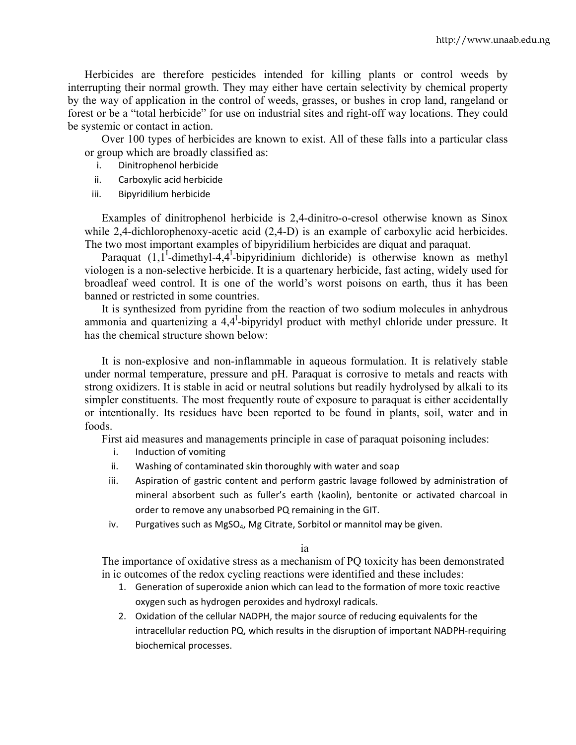Herbicides are therefore pesticides intended for killing plants or control weeds by interrupting their normal growth. They may either have certain selectivity by chemical property by the way of application in the control of weeds, grasses, or bushes in crop land, rangeland or forest or be a "total herbicide" for use on industrial sites and right-off way locations. They could be systemic or contact in action.

Over 100 types of herbicides are known to exist. All of these falls into a particular class or group which are broadly classified as:

i. Dinitrophenol herbicide
ii. Carboxylic acid herbicide
iii. Bipyridilium herbicide

Examples of dinitrophenol herbicide is 2,4-dinitro-o-cresol otherwise known as Sinox while 2,4-dichlorophenoxy-acetic acid (2,4-D) is an example of carboxylic acid herbicides. The two most important examples of bipyridilium herbicides are diquat and paraquat.

Paraquat ($1,1^{I}$-dimethyl-$4,4^{I}$-bipyridinium dichloride) is otherwise known as methyl viologen is a non-selective herbicide. It is a quartenary herbicide, fast acting, widely used for broadleaf weed control. It is one of the world's worst poisons on earth, thus it has been banned or restricted in some countries.

It is synthesized from pyridine from the reaction of two sodium molecules in anhydrous ammonia and quartenizing a $4,4^{I}$-bipyridyl product with methyl chloride under pressure. It has the chemical structure shown below:

It is non-explosive and non-inflammable in aqueous formulation. It is relatively stable under normal temperature, pressure and pH. Paraquat is corrosive to metals and reacts with strong oxidizers. It is stable in acid or neutral solutions but readily hydrolysed by alkali to its simpler constituents. The most frequently route of exposure to paraquat is either accidentally or intentionally. Its residues have been reported to be found in plants, soil, water and in foods.

First aid measures and managements principle in case of paraquat poisoning includes:

i. Induction of vomiting
ii. Washing of contaminated skin thoroughly with water and soap
iii. Aspiration of gastric content and perform gastric lavage followed by administration of mineral absorbent such as fuller's earth (kaolin), bentonite or activated charcoal in order to remove any unabsorbed PQ remaining in the GIT.
iv. Purgatives such as $MgSO_4$, Mg Citrate, Sorbitol or mannitol may be given.

ia

The importance of oxidative stress as a mechanism of PQ toxicity has been demonstrated in ic outcomes of the redox cycling reactions were identified and these includes:

1. Generation of superoxide anion which can lead to the formation of more toxic reactive oxygen such as hydrogen peroxides and hydroxyl radicals.
2. Oxidation of the cellular NADPH, the major source of reducing equivalents for the intracellular reduction PQ, which results in the disruption of important NADPH-requiring biochemical processes.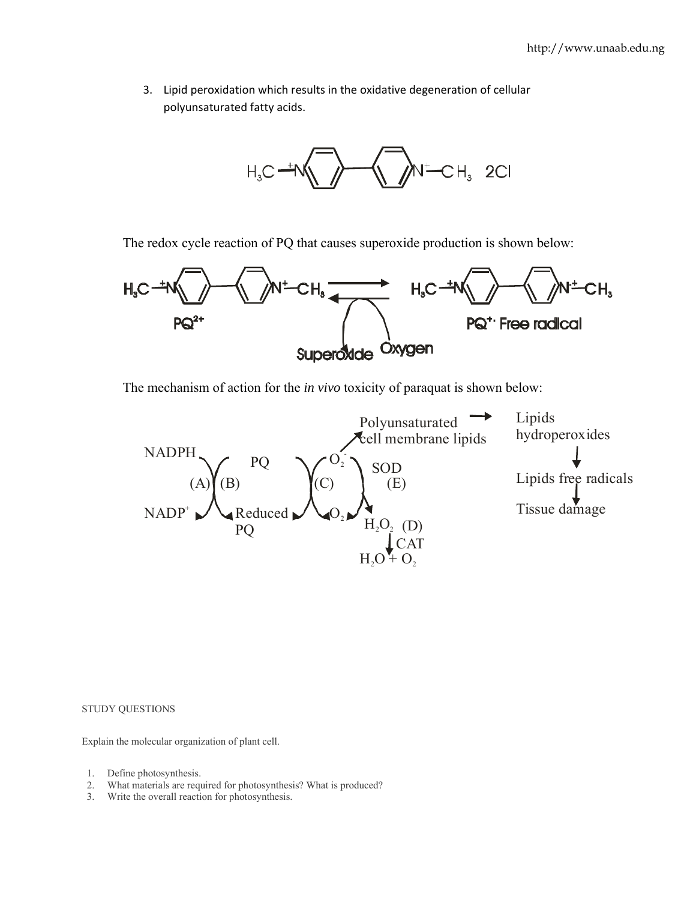3. Lipid peroxidation which results in the oxidative degeneration of cellular polyunsaturated fatty acids.

$$H_3C-{}^{+}N\langle\bigcirc\rangle-\langle\bigcirc\rangle N^{+}-CH_3 \quad 2Cl$$

The redox cycle reaction of PQ that causes superoxide production is shown below:

$$PQ^{2+} \rightleftharpoons PQ^{+\cdot} \text{ Free radical}$$

Superoxide ← Oxygen

The mechanism of action for the *in vivo* toxicity of paraquat is shown below:

NADPH (A) → $NADP^+$; PQ (B) → Reduced PQ; (C) $O_2$ → $O_2^-$; $O_2^-$ → Polyunsaturated cell membrane lipids → Lipids hydroperoxides → Lipids free radicals → Tissue damage

$O_2^-$ SOD (E) → $H_2O_2$ (D) CAT → $H_2O + O_2$

STUDY QUESTIONS

Explain the molecular organization of plant cell.

1. Define photosynthesis.
2. What materials are required for photosynthesis? What is produced?
3. Write the overall reaction for photosynthesis.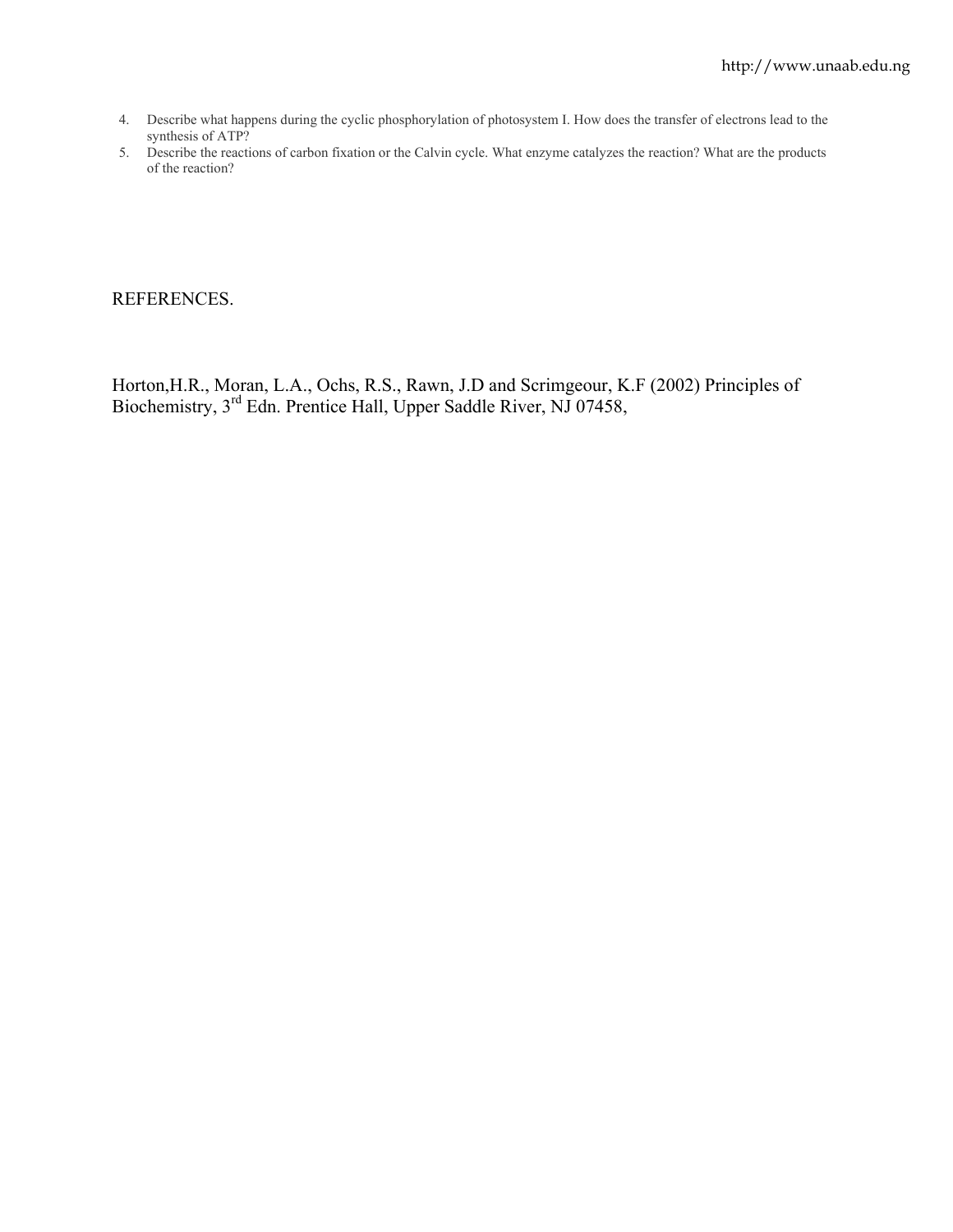4. Describe what happens during the cyclic phosphorylation of photosystem I. How does the transfer of electrons lead to the synthesis of ATP?
5. Describe the reactions of carbon fixation or the Calvin cycle. What enzyme catalyzes the reaction? What are the products of the reaction?

## REFERENCES.

Horton,H.R., Moran, L.A., Ochs, R.S., Rawn, J.D and Scrimgeour, K.F (2002) Principles of Biochemistry, 3rd Edn. Prentice Hall, Upper Saddle River, NJ 07458,